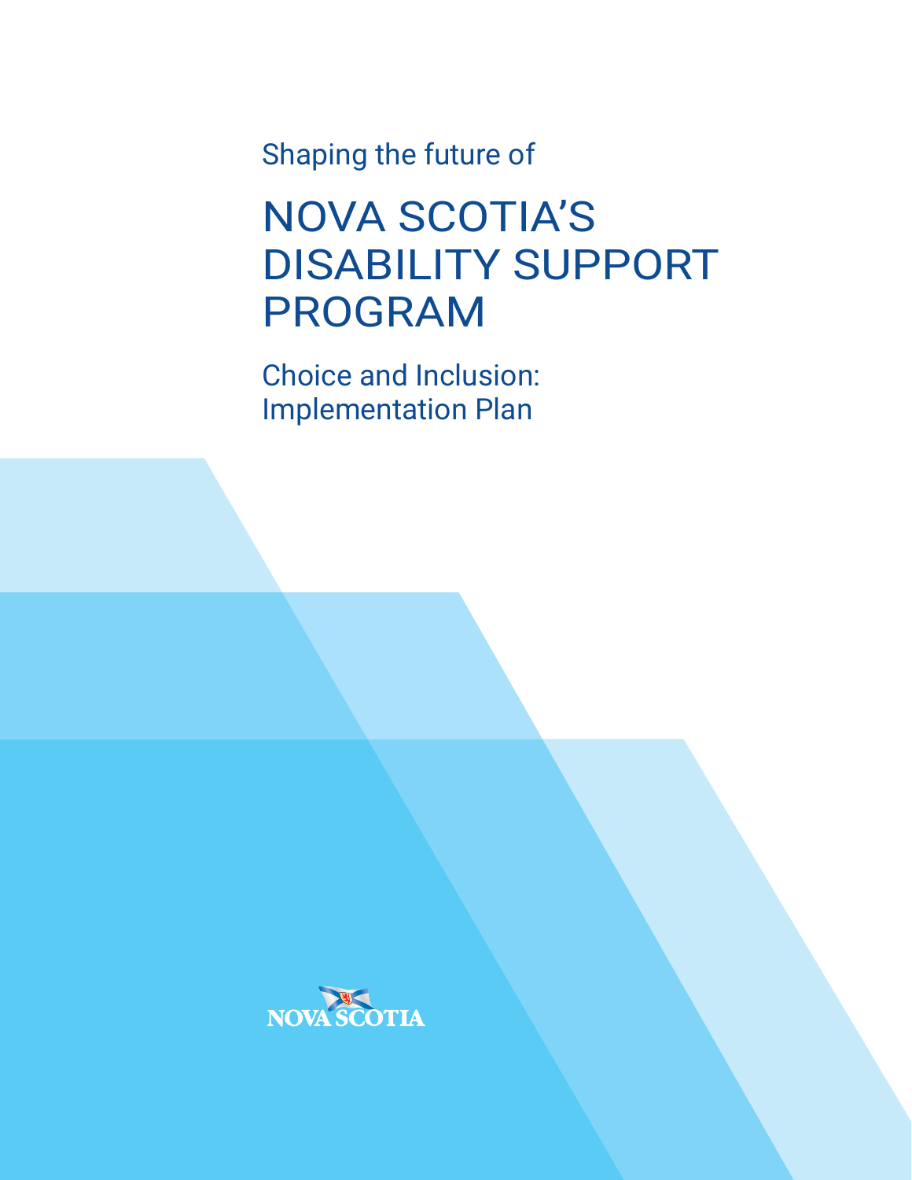Shaping the future of

# NOVA SCOTIA'S DISABILITY SUPPORT PROGRAM

## Choice and Inclusion: Implementation Plan

NOVA SCOTIA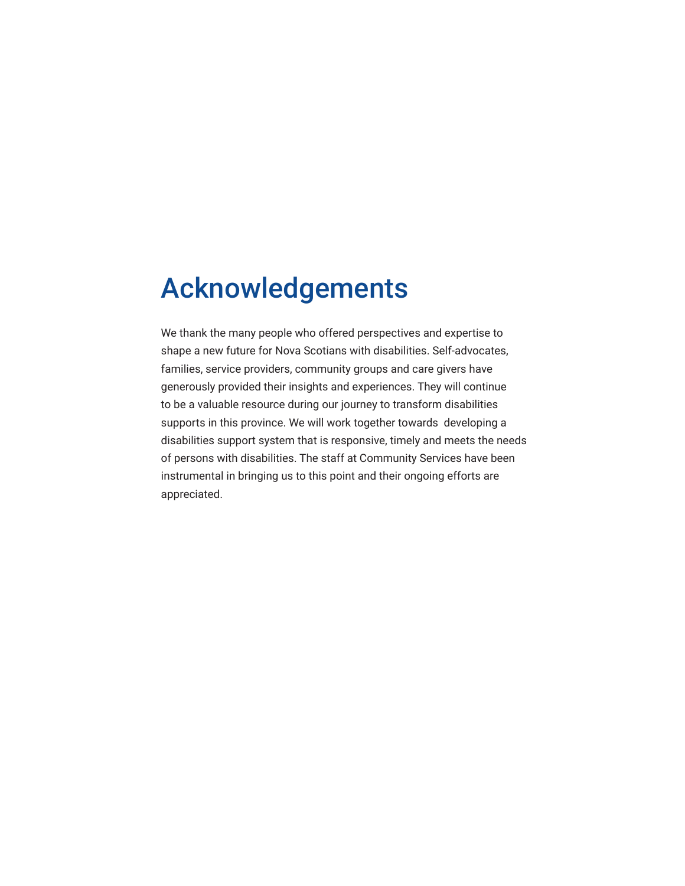# Acknowledgements

We thank the many people who offered perspectives and expertise to shape a new future for Nova Scotians with disabilities. Self-advocates, families, service providers, community groups and care givers have generously provided their insights and experiences. They will continue to be a valuable resource during our journey to transform disabilities supports in this province. We will work together towards developing a disabilities support system that is responsive, timely and meets the needs of persons with disabilities. The staff at Community Services have been instrumental in bringing us to this point and their ongoing efforts are appreciated.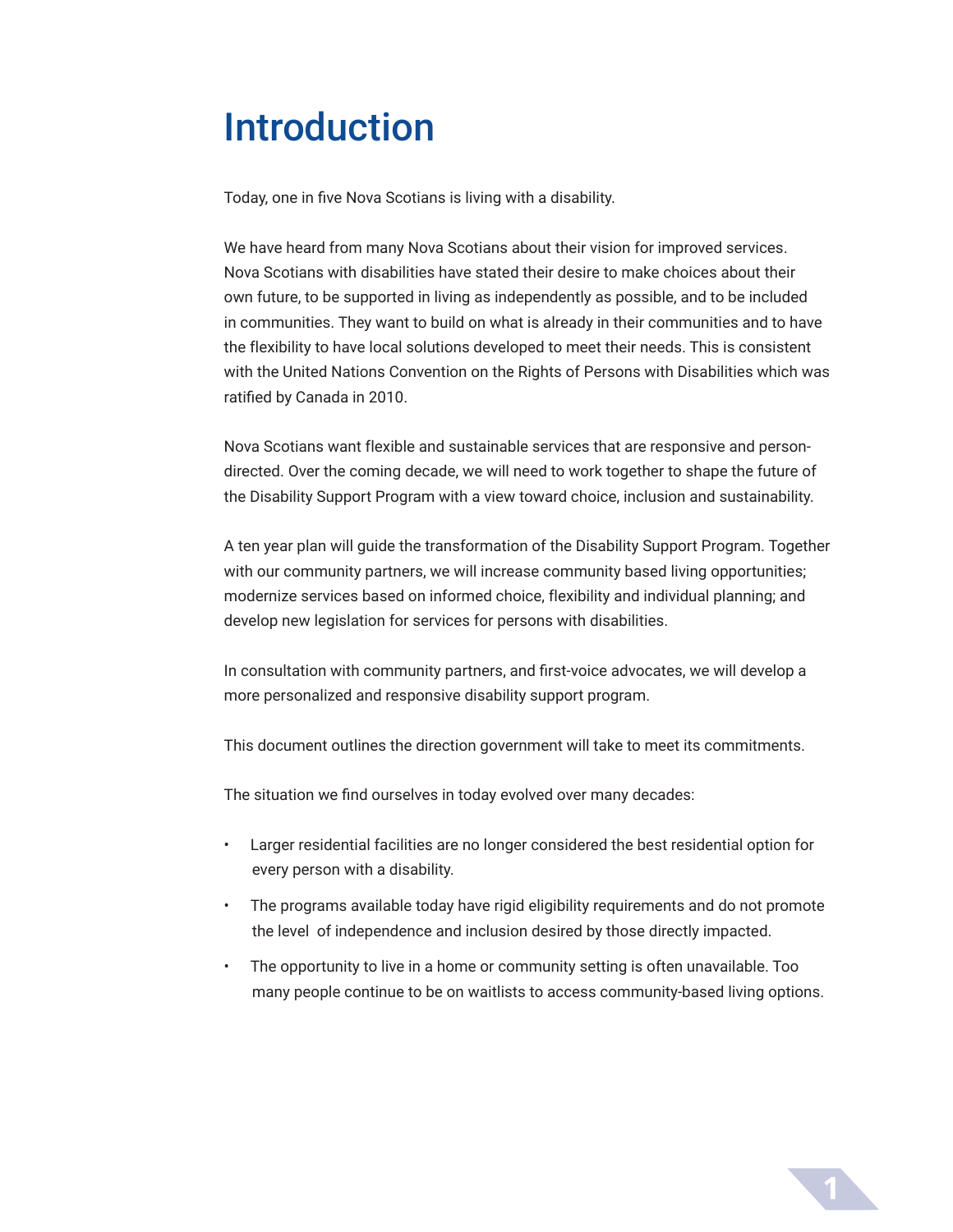# Introduction

Today, one in five Nova Scotians is living with a disability.

We have heard from many Nova Scotians about their vision for improved services. Nova Scotians with disabilities have stated their desire to make choices about their own future, to be supported in living as independently as possible, and to be included in communities. They want to build on what is already in their communities and to have the flexibility to have local solutions developed to meet their needs. This is consistent with the United Nations Convention on the Rights of Persons with Disabilities which was ratified by Canada in 2010.

Nova Scotians want flexible and sustainable services that are responsive and person-directed. Over the coming decade, we will need to work together to shape the future of the Disability Support Program with a view toward choice, inclusion and sustainability.

A ten year plan will guide the transformation of the Disability Support Program. Together with our community partners, we will increase community based living opportunities; modernize services based on informed choice, flexibility and individual planning; and develop new legislation for services for persons with disabilities.

In consultation with community partners, and first-voice advocates, we will develop a more personalized and responsive disability support program.

This document outlines the direction government will take to meet its commitments.

The situation we find ourselves in today evolved over many decades:

- Larger residential facilities are no longer considered the best residential option for every person with a disability.
- The programs available today have rigid eligibility requirements and do not promote the level of independence and inclusion desired by those directly impacted.
- The opportunity to live in a home or community setting is often unavailable. Too many people continue to be on waitlists to access community-based living options.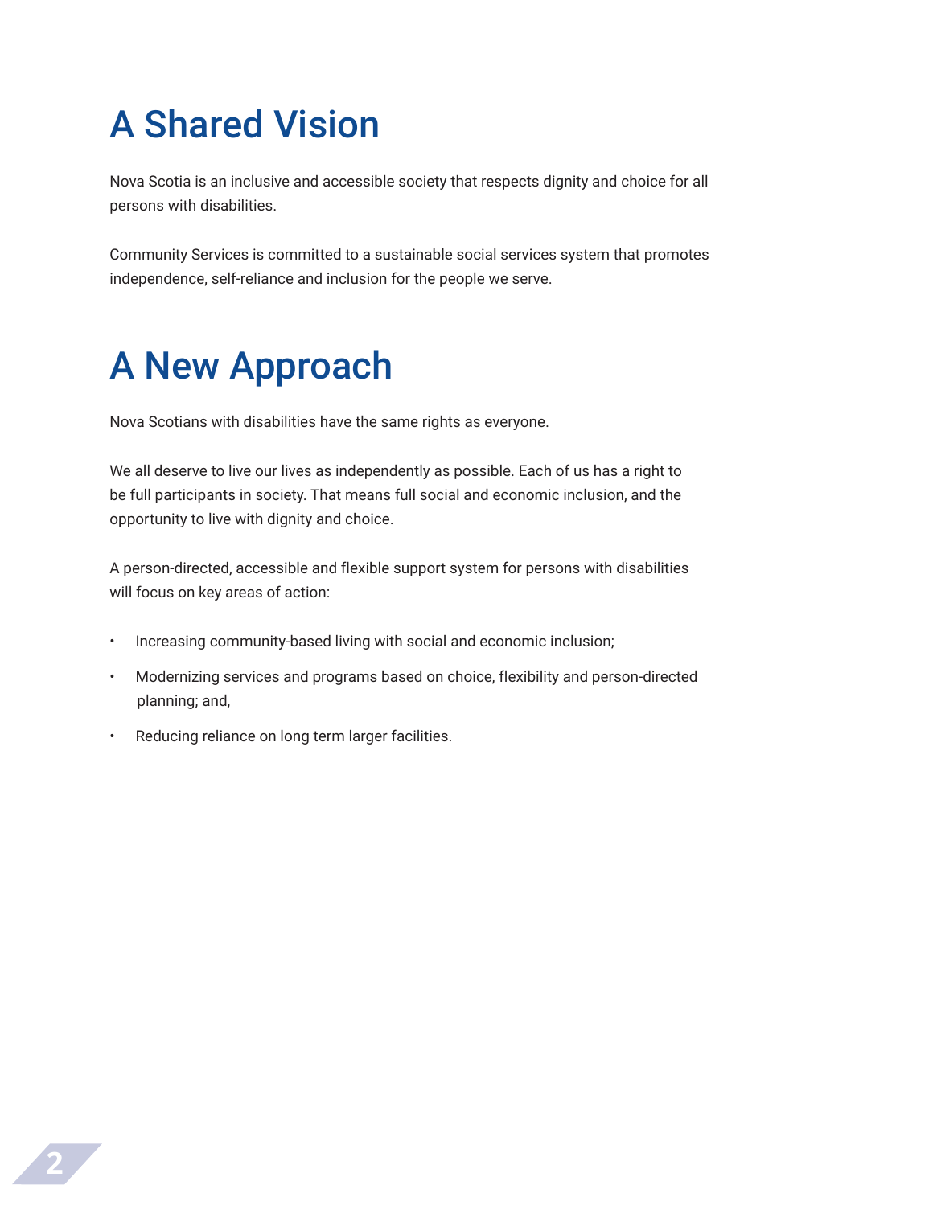# A Shared Vision

Nova Scotia is an inclusive and accessible society that respects dignity and choice for all persons with disabilities.

Community Services is committed to a sustainable social services system that promotes independence, self-reliance and inclusion for the people we serve.

# A New Approach

Nova Scotians with disabilities have the same rights as everyone.

We all deserve to live our lives as independently as possible. Each of us has a right to be full participants in society. That means full social and economic inclusion, and the opportunity to live with dignity and choice.

A person-directed, accessible and flexible support system for persons with disabilities will focus on key areas of action:

- Increasing community-based living with social and economic inclusion;
- Modernizing services and programs based on choice, flexibility and person-directed planning; and,
- Reducing reliance on long term larger facilities.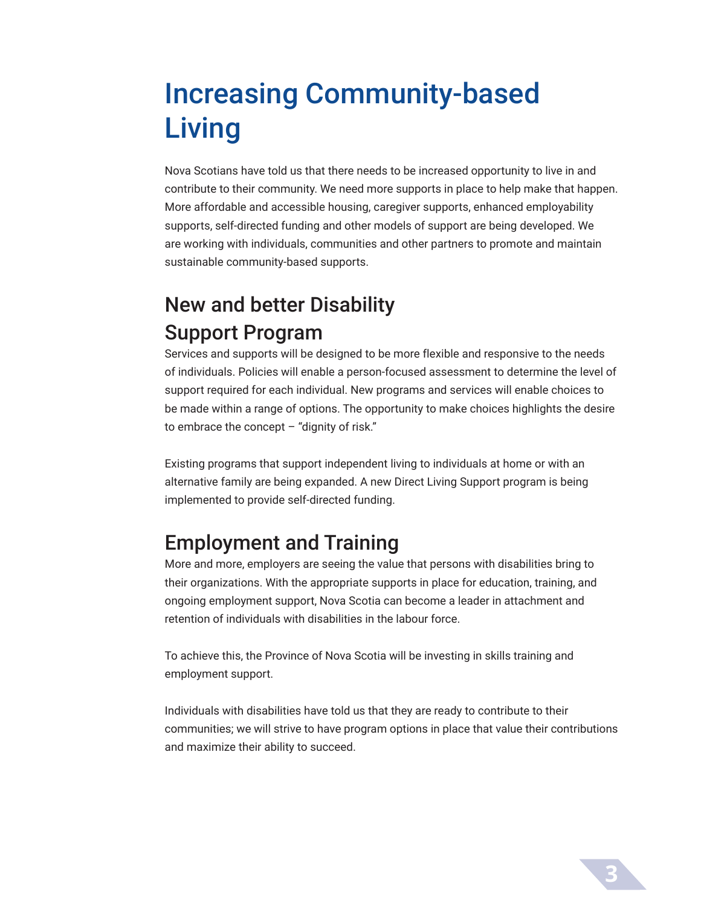# Increasing Community-based Living

Nova Scotians have told us that there needs to be increased opportunity to live in and contribute to their community. We need more supports in place to help make that happen. More affordable and accessible housing, caregiver supports, enhanced employability supports, self-directed funding and other models of support are being developed. We are working with individuals, communities and other partners to promote and maintain sustainable community-based supports.

## New and better Disability Support Program

Services and supports will be designed to be more flexible and responsive to the needs of individuals. Policies will enable a person-focused assessment to determine the level of support required for each individual. New programs and services will enable choices to be made within a range of options. The opportunity to make choices highlights the desire to embrace the concept – "dignity of risk."

Existing programs that support independent living to individuals at home or with an alternative family are being expanded. A new Direct Living Support program is being implemented to provide self-directed funding.

## Employment and Training

More and more, employers are seeing the value that persons with disabilities bring to their organizations. With the appropriate supports in place for education, training, and ongoing employment support, Nova Scotia can become a leader in attachment and retention of individuals with disabilities in the labour force.

To achieve this, the Province of Nova Scotia will be investing in skills training and employment support.

Individuals with disabilities have told us that they are ready to contribute to their communities; we will strive to have program options in place that value their contributions and maximize their ability to succeed.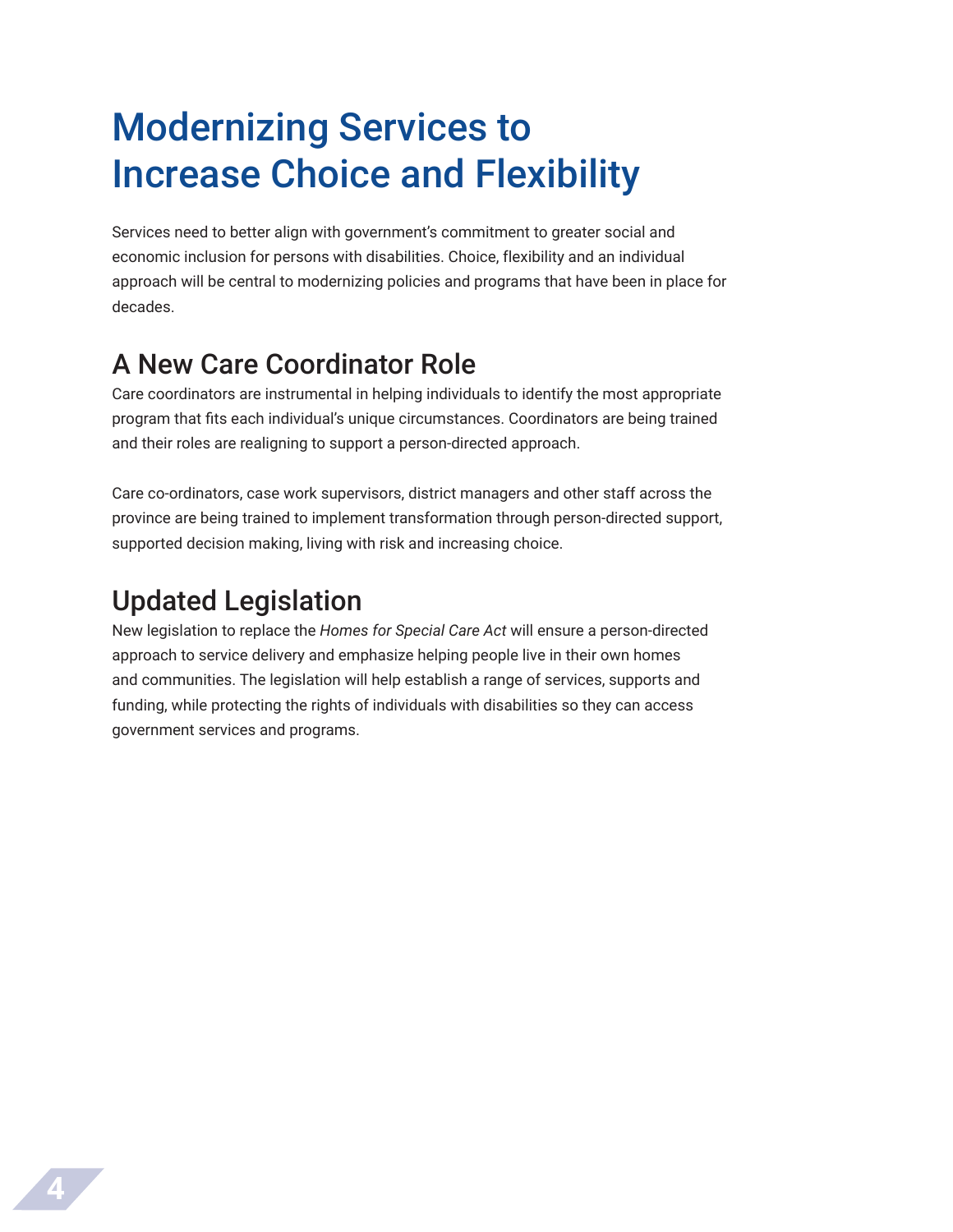# Modernizing Services to Increase Choice and Flexibility

Services need to better align with government's commitment to greater social and economic inclusion for persons with disabilities. Choice, flexibility and an individual approach will be central to modernizing policies and programs that have been in place for decades.

## A New Care Coordinator Role

Care coordinators are instrumental in helping individuals to identify the most appropriate program that fits each individual's unique circumstances. Coordinators are being trained and their roles are realigning to support a person-directed approach.

Care co-ordinators, case work supervisors, district managers and other staff across the province are being trained to implement transformation through person-directed support, supported decision making, living with risk and increasing choice.

## Updated Legislation

New legislation to replace the *Homes for Special Care Act* will ensure a person-directed approach to service delivery and emphasize helping people live in their own homes and communities. The legislation will help establish a range of services, supports and funding, while protecting the rights of individuals with disabilities so they can access government services and programs.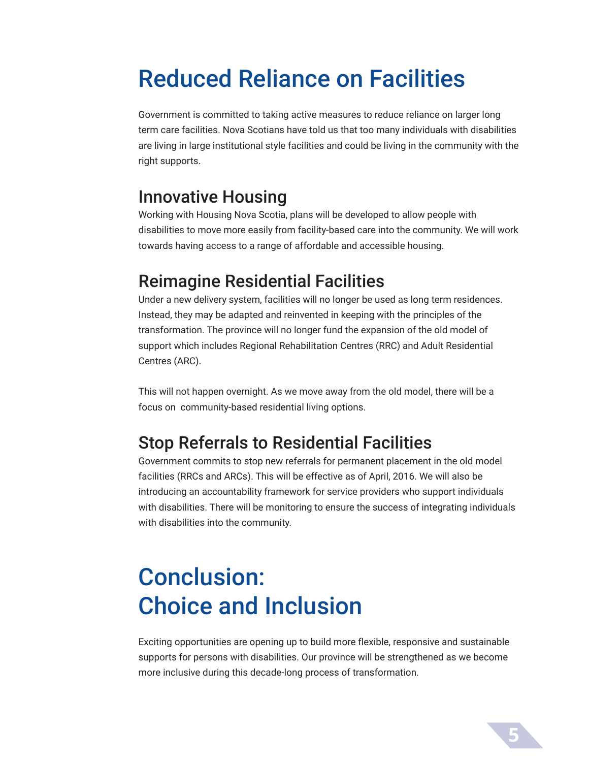# Reduced Reliance on Facilities

Government is committed to taking active measures to reduce reliance on larger long term care facilities. Nova Scotians have told us that too many individuals with disabilities are living in large institutional style facilities and could be living in the community with the right supports.

## Innovative Housing

Working with Housing Nova Scotia, plans will be developed to allow people with disabilities to move more easily from facility-based care into the community. We will work towards having access to a range of affordable and accessible housing.

## Reimagine Residential Facilities

Under a new delivery system, facilities will no longer be used as long term residences. Instead, they may be adapted and reinvented in keeping with the principles of the transformation. The province will no longer fund the expansion of the old model of support which includes Regional Rehabilitation Centres (RRC) and Adult Residential Centres (ARC).

This will not happen overnight. As we move away from the old model, there will be a focus on community-based residential living options.

## Stop Referrals to Residential Facilities

Government commits to stop new referrals for permanent placement in the old model facilities (RRCs and ARCs). This will be effective as of April, 2016. We will also be introducing an accountability framework for service providers who support individuals with disabilities. There will be monitoring to ensure the success of integrating individuals with disabilities into the community.

# Conclusion: Choice and Inclusion

Exciting opportunities are opening up to build more flexible, responsive and sustainable supports for persons with disabilities. Our province will be strengthened as we become more inclusive during this decade-long process of transformation.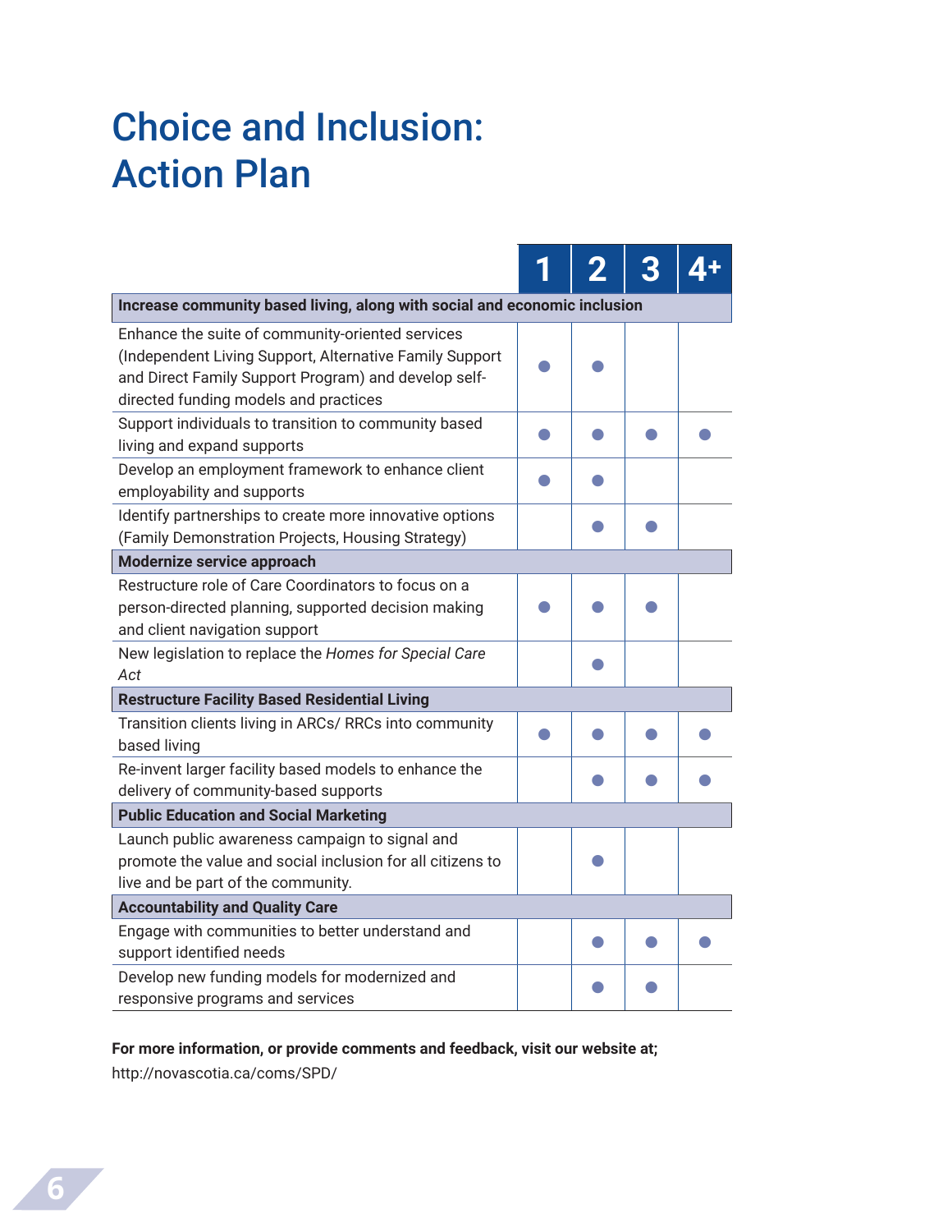# Choice and Inclusion: Action Plan

| | 1 | 2 | 3 | 4+ |
|---|---|---|---|---|
| **Increase community based living, along with social and economic inclusion** | | | | |
| Enhance the suite of community-oriented services (Independent Living Support, Alternative Family Support and Direct Family Support Program) and develop self-directed funding models and practices | ● | ● | | |
| Support individuals to transition to community based living and expand supports | ● | ● | ● | ● |
| Develop an employment framework to enhance client employability and supports | ● | ● | | |
| Identify partnerships to create more innovative options (Family Demonstration Projects, Housing Strategy) | | ● | ● | |
| **Modernize service approach** | | | | |
| Restructure role of Care Coordinators to focus on a person-directed planning, supported decision making and client navigation support | ● | ● | ● | |
| New legislation to replace the *Homes for Special Care Act* | | ● | | |
| **Restructure Facility Based Residential Living** | | | | |
| Transition clients living in ARCs/ RRCs into community based living | ● | ● | ● | ● |
| Re-invent larger facility based models to enhance the delivery of community-based supports | | ● | ● | ● |
| **Public Education and Social Marketing** | | | | |
| Launch public awareness campaign to signal and promote the value and social inclusion for all citizens to live and be part of the community. | | ● | | |
| **Accountability and Quality Care** | | | | |
| Engage with communities to better understand and support identified needs | | ● | ● | ● |
| Develop new funding models for modernized and responsive programs and services | | ● | ● | |

**For more information, or provide comments and feedback, visit our website at;**

http://novascotia.ca/coms/SPD/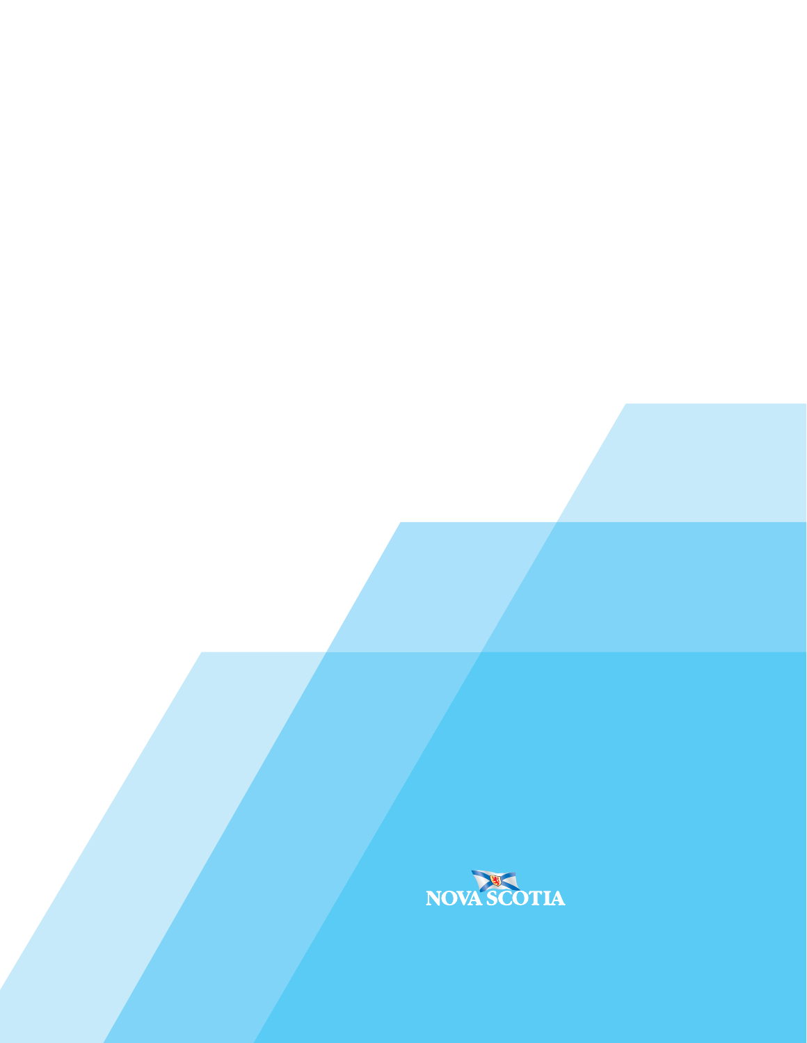NOVA SCOTIA